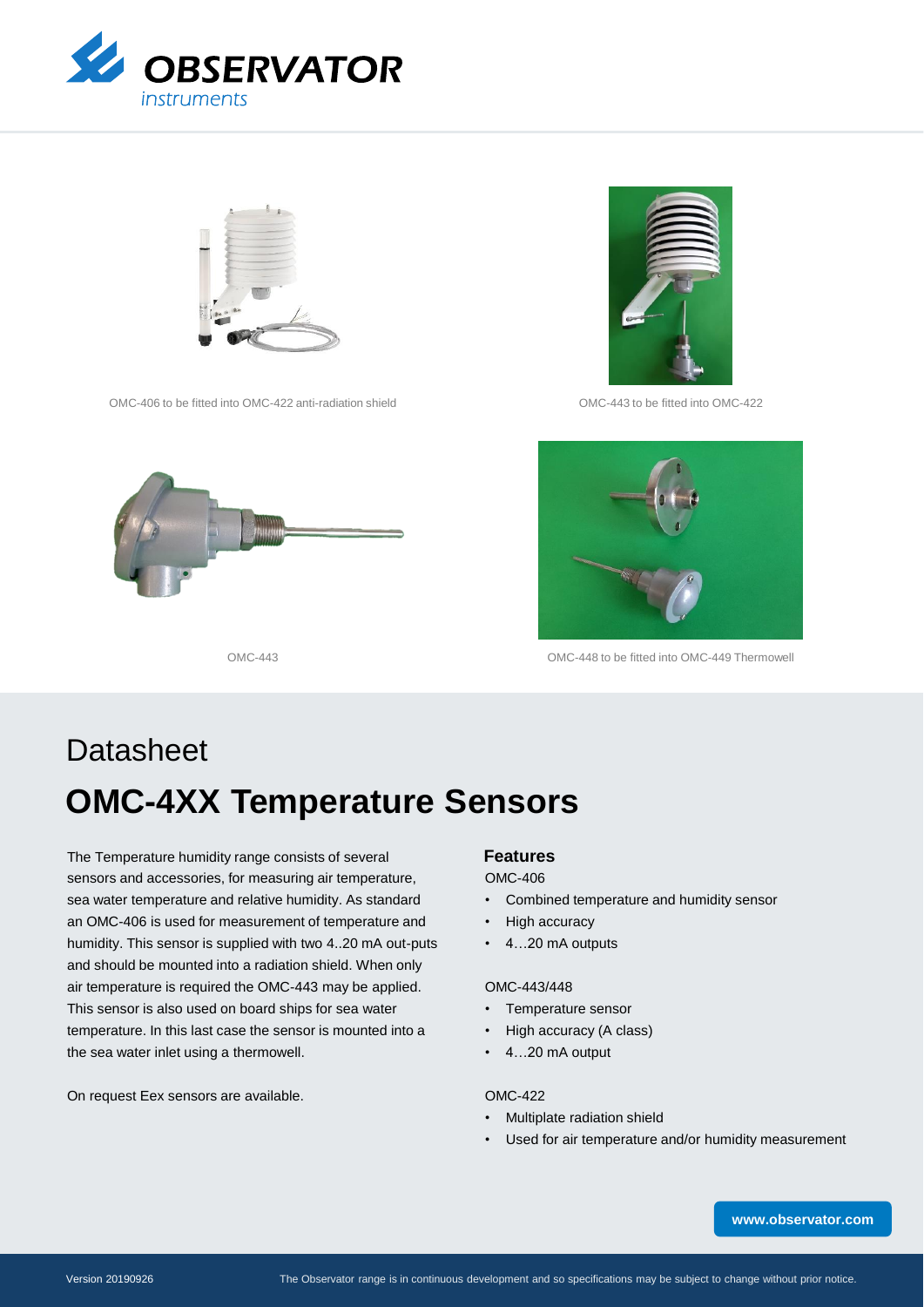OMC-406 to be fitted into OMC-422 anti-radiation shield

OMC-443 to be fitted into OMC-422

OMC-443

OMC-448 to be fitted into OMC-449 Thermowell

# Datasheet

# OMC-4XX Temperature Sensors

The Temperature humidity range consists of several sensors and accessories, for measuring air temperature, sea water temperature and relative humidity. As standard an OMC-406 is used for measurement of temperature and humidity. This sensor is supplied with two 4..20 mA out-puts and should be mounted into a radiation shield. When only air temperature is required the OMC-443 may be applied. This sensor is also used on board ships for sea water temperature. In this last case the sensor is mounted into a the sea water inlet using a thermowell.

On request Eex sensors are available.

### Features

OMC-406

- Combined temperature and humidity sensor
- High accuracy
- 4…20 mA outputs

OMC-443/448

- Temperature sensor
- High accuracy (A class)
- 4…20 mA output

OMC-422

- Multiplate radiation shield
- Used for air temperature and/or humidity measurement

www.observator.com

Version 20190926

The Observator range is in continuous development and so specifications may be subject to change without prior notice.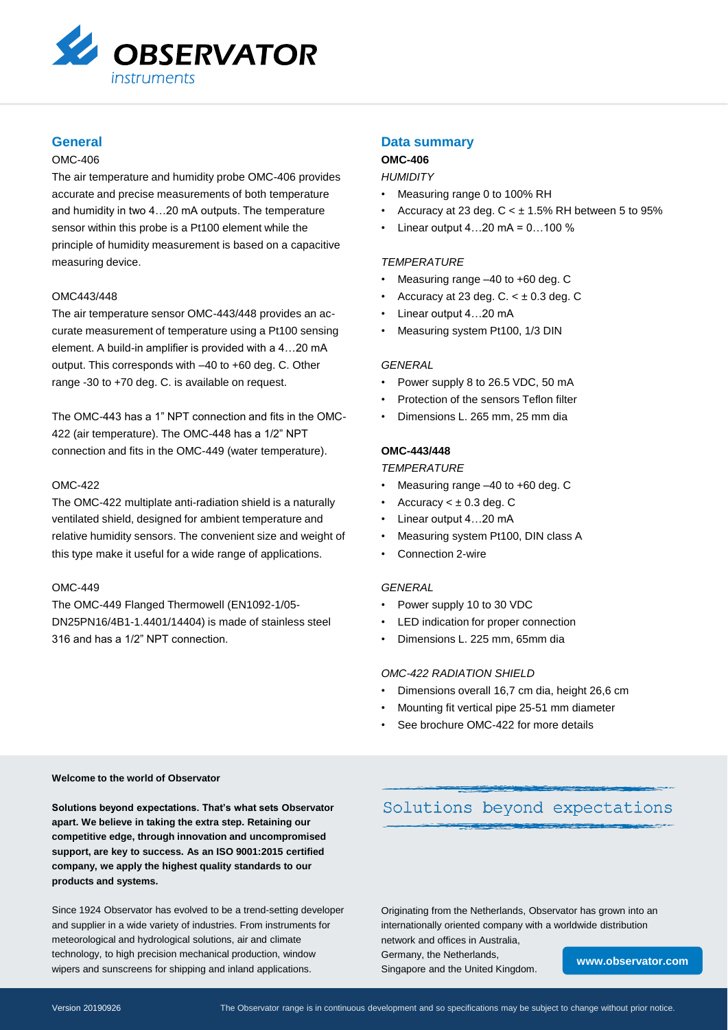## General

OMC-406

The air temperature and humidity probe OMC-406 provides accurate and precise measurements of both temperature and humidity in two 4…20 mA outputs. The temperature sensor within this probe is a Pt100 element while the principle of humidity measurement is based on a capacitive measuring device.

OMC443/448

The air temperature sensor OMC-443/448 provides an accurate measurement of temperature using a Pt100 sensing element. A build-in amplifier is provided with a 4…20 mA output. This corresponds with –40 to +60 deg. C. Other range -30 to +70 deg. C. is available on request.

The OMC-443 has a 1" NPT connection and fits in the OMC-422 (air temperature). The OMC-448 has a 1/2" NPT connection and fits in the OMC-449 (water temperature).

OMC-422

The OMC-422 multiplate anti-radiation shield is a naturally ventilated shield, designed for ambient temperature and relative humidity sensors. The convenient size and weight of this type make it useful for a wide range of applications.

OMC-449

The OMC-449 Flanged Thermowell (EN1092-1/05-DN25PN16/4B1-1.4401/14404) is made of stainless steel 316 and has a 1/2" NPT connection.

## Data summary

**OMC-406**

*HUMIDITY*

- Measuring range 0 to 100% RH
- Accuracy at 23 deg. C < ± 1.5% RH between 5 to 95%
- Linear output 4…20 mA = 0…100 %

*TEMPERATURE*

- Measuring range –40 to +60 deg. C
- Accuracy at 23 deg. C. < ± 0.3 deg. C
- Linear output 4…20 mA
- Measuring system Pt100, 1/3 DIN

*GENERAL*

- Power supply 8 to 26.5 VDC, 50 mA
- Protection of the sensors Teflon filter
- Dimensions L. 265 mm, 25 mm dia

**OMC-443/448**

*TEMPERATURE*

- Measuring range –40 to +60 deg. C
- Accuracy < ± 0.3 deg. C
- Linear output 4…20 mA
- Measuring system Pt100, DIN class A
- Connection 2-wire

*GENERAL*

- Power supply 10 to 30 VDC
- LED indication for proper connection
- Dimensions L. 225 mm, 65mm dia

*OMC-422 RADIATION SHIELD*

- Dimensions overall 16,7 cm dia, height 26,6 cm
- Mounting fit vertical pipe 25-51 mm diameter
- See brochure OMC-422 for more details

**Welcome to the world of Observator**

**Solutions beyond expectations. That's what sets Observator apart. We believe in taking the extra step. Retaining our competitive edge, through innovation and uncompromised support, are key to success. As an ISO 9001:2015 certified company, we apply the highest quality standards to our products and systems.**

Since 1924 Observator has evolved to be a trend-setting developer and supplier in a wide variety of industries. From instruments for meteorological and hydrological solutions, air and climate technology, to high precision mechanical production, window wipers and sunscreens for shipping and inland applications.

Solutions beyond expectations

Originating from the Netherlands, Observator has grown into an internationally oriented company with a worldwide distribution network and offices in Australia, Germany, the Netherlands, Singapore and the United Kingdom.

www.observator.com

Version 20190926

The Observator range is in continuous development and so specifications may be subject to change without prior notice.